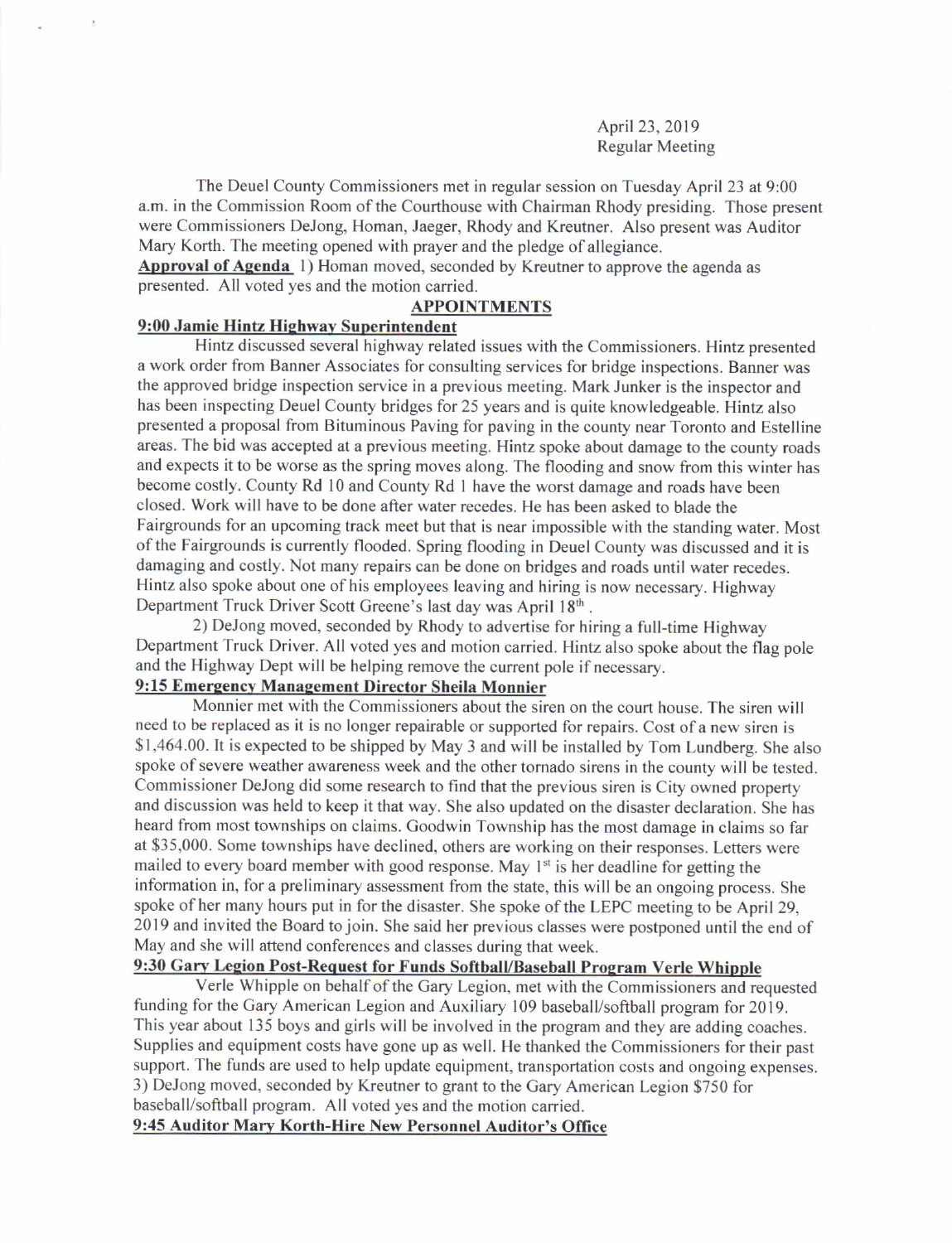April 23, 2019
Regular Meeting

The Deuel County Commissioners met in regular session on Tuesday April 23 at 9:00 a.m. in the Commission Room of the Courthouse with Chairman Rhody presiding. Those present were Commissioners DeJong, Homan, Jaeger, Rhody and Kreutner. Also present was Auditor Mary Korth. The meeting opened with prayer and the pledge of allegiance.

**Approval of Agenda** 1) Homan moved, seconded by Kreutner to approve the agenda as presented. All voted yes and the motion carried.

## APPOINTMENTS

### 9:00 Jamie Hintz Highway Superintendent

Hintz discussed several highway related issues with the Commissioners. Hintz presented a work order from Banner Associates for consulting services for bridge inspections. Banner was the approved bridge inspection service in a previous meeting. Mark Junker is the inspector and has been inspecting Deuel County bridges for 25 years and is quite knowledgeable. Hintz also presented a proposal from Bituminous Paving for paving in the county near Toronto and Estelline areas. The bid was accepted at a previous meeting. Hintz spoke about damage to the county roads and expects it to be worse as the spring moves along. The flooding and snow from this winter has become costly. County Rd 10 and County Rd 1 have the worst damage and roads have been closed. Work will have to be done after water recedes. He has been asked to blade the Fairgrounds for an upcoming track meet but that is near impossible with the standing water. Most of the Fairgrounds is currently flooded. Spring flooding in Deuel County was discussed and it is damaging and costly. Not many repairs can be done on bridges and roads until water recedes. Hintz also spoke about one of his employees leaving and hiring is now necessary. Highway Department Truck Driver Scott Greene's last day was April 18th.

2) DeJong moved, seconded by Rhody to advertise for hiring a full-time Highway Department Truck Driver. All voted yes and motion carried. Hintz also spoke about the flag pole and the Highway Dept will be helping remove the current pole if necessary.

### 9:15 Emergency Management Director Sheila Monnier

Monnier met with the Commissioners about the siren on the court house. The siren will need to be replaced as it is no longer repairable or supported for repairs. Cost of a new siren is $1,464.00. It is expected to be shipped by May 3 and will be installed by Tom Lundberg. She also spoke of severe weather awareness week and the other tornado sirens in the county will be tested. Commissioner DeJong did some research to find that the previous siren is City owned property and discussion was held to keep it that way. She also updated on the disaster declaration. She has heard from most townships on claims. Goodwin Township has the most damage in claims so far at $35,000. Some townships have declined, others are working on their responses. Letters were mailed to every board member with good response. May 1st is her deadline for getting the information in, for a preliminary assessment from the state, this will be an ongoing process. She spoke of her many hours put in for the disaster. She spoke of the LEPC meeting to be April 29, 2019 and invited the Board to join. She said her previous classes were postponed until the end of May and she will attend conferences and classes during that week.

### 9:30 Gary Legion Post-Request for Funds Softball/Baseball Program Verle Whipple

Verle Whipple on behalf of the Gary Legion, met with the Commissioners and requested funding for the Gary American Legion and Auxiliary 109 baseball/softball program for 2019. This year about 135 boys and girls will be involved in the program and they are adding coaches. Supplies and equipment costs have gone up as well. He thanked the Commissioners for their past support. The funds are used to help update equipment, transportation costs and ongoing expenses. 3) DeJong moved, seconded by Kreutner to grant to the Gary American Legion $750 for baseball/softball program. All voted yes and the motion carried.

### 9:45 Auditor Mary Korth-Hire New Personnel Auditor's Office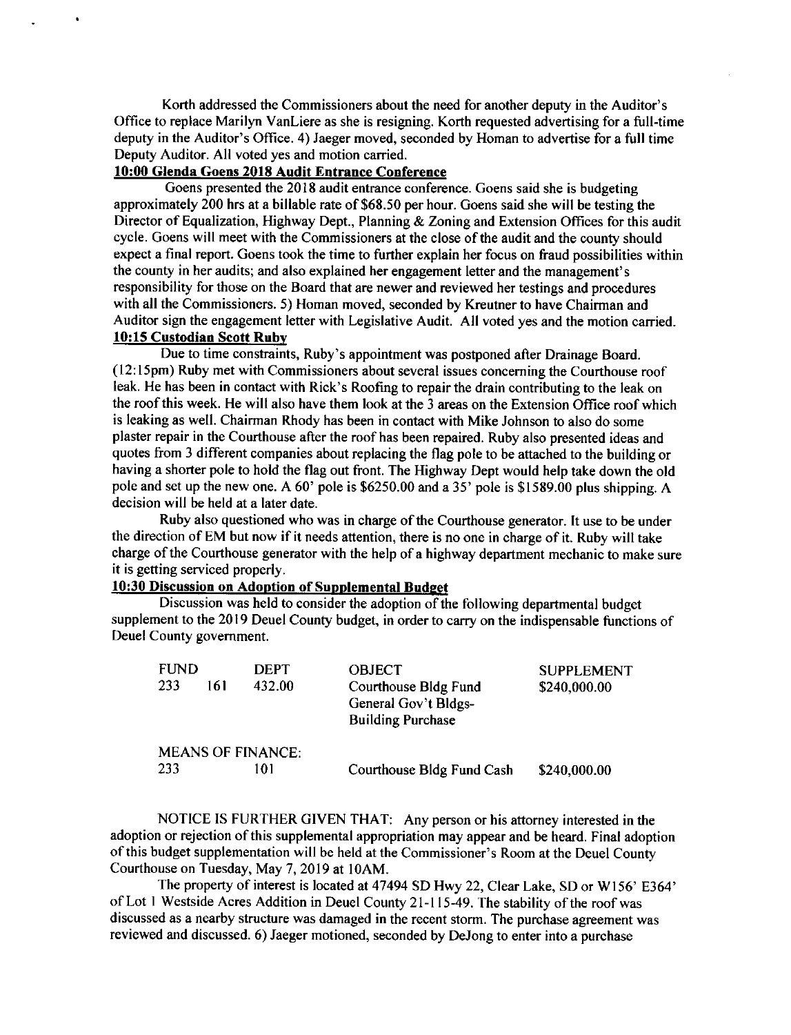Korth addressed the Commissioners about the need for another deputy in the Auditor's Office to replace Marilyn VanLiere as she is resigning. Korth requested advertising for a full-time deputy in the Auditor's Office. 4) Jaeger moved, seconded by Homan to advertise for a full time Deputy Auditor. All voted yes and motion carried.

**10:00 Glenda Goens 2018 Audit Entrance Conference**

Goens presented the 2018 audit entrance conference. Goens said she is budgeting approximately 200 hrs at a billable rate of $68.50 per hour. Goens said she will be testing the Director of Equalization, Highway Dept., Planning & Zoning and Extension Offices for this audit cycle. Goens will meet with the Commissioners at the close of the audit and the county should expect a final report. Goens took the time to further explain her focus on fraud possibilities within the county in her audits; and also explained her engagement letter and the management's responsibility for those on the Board that are newer and reviewed her testings and procedures with all the Commissioners. 5) Homan moved, seconded by Kreutner to have Chairman and Auditor sign the engagement letter with Legislative Audit. All voted yes and the motion carried.

**10:15 Custodian Scott Ruby**

Due to time constraints, Ruby's appointment was postponed after Drainage Board. (12:15pm) Ruby met with Commissioners about several issues concerning the Courthouse roof leak. He has been in contact with Rick's Roofing to repair the drain contributing to the leak on the roof this week. He will also have them look at the 3 areas on the Extension Office roof which is leaking as well. Chairman Rhody has been in contact with Mike Johnson to also do some plaster repair in the Courthouse after the roof has been repaired. Ruby also presented ideas and quotes from 3 different companies about replacing the flag pole to be attached to the building or having a shorter pole to hold the flag out front. The Highway Dept would help take down the old pole and set up the new one. A 60' pole is $6250.00 and a 35' pole is $1589.00 plus shipping. A decision will be held at a later date.

Ruby also questioned who was in charge of the Courthouse generator. It use to be under the direction of EM but now if it needs attention, there is no one in charge of it. Ruby will take charge of the Courthouse generator with the help of a highway department mechanic to make sure it is getting serviced properly.

**10:30 Discussion on Adoption of Supplemental Budget**

Discussion was held to consider the adoption of the following departmental budget supplement to the 2019 Deuel County budget, in order to carry on the indispensable functions of Deuel County government.

| FUND | | DEPT | OBJECT | SUPPLEMENT |
|---|---|---|---|---|
| 233 | 161 | 432.00 | Courthouse Bldg Fund General Gov't Bldgs- Building Purchase | $240,000.00 |
| MEANS OF FINANCE: | | | | |
| 233 | | 101 | Courthouse Bldg Fund Cash | $240,000.00 |

NOTICE IS FURTHER GIVEN THAT: Any person or his attorney interested in the adoption or rejection of this supplemental appropriation may appear and be heard. Final adoption of this budget supplementation will be held at the Commissioner's Room at the Deuel County Courthouse on Tuesday, May 7, 2019 at 10AM.

The property of interest is located at 47494 SD Hwy 22, Clear Lake, SD or W156' E364' of Lot 1 Westside Acres Addition in Deuel County 21-115-49. The stability of the roof was discussed as a nearby structure was damaged in the recent storm. The purchase agreement was reviewed and discussed. 6) Jaeger motioned, seconded by DeJong to enter into a purchase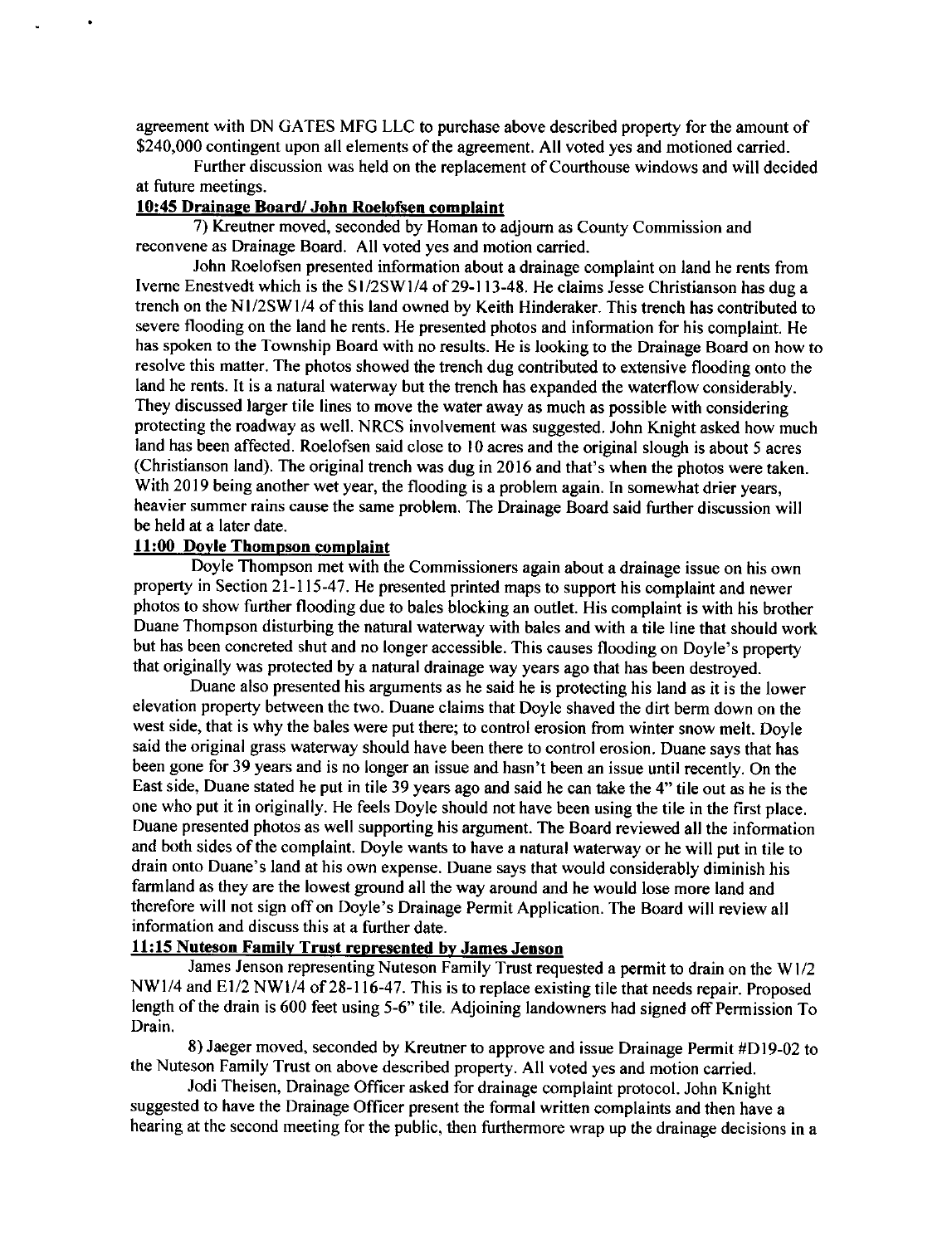agreement with DN GATES MFG LLC to purchase above described property for the amount of $240,000 contingent upon all elements of the agreement. All voted yes and motioned carried.

Further discussion was held on the replacement of Courthouse windows and will decided at future meetings.

**10:45 Drainage Board/ John Roelofsen complaint**

7) Kreutner moved, seconded by Homan to adjourn as County Commission and reconvene as Drainage Board. All voted yes and motion carried.

John Roelofsen presented information about a drainage complaint on land he rents from Iverne Enestvedt which is the S1/2SW1/4 of 29-113-48. He claims Jesse Christianson has dug a trench on the N1/2SW1/4 of this land owned by Keith Hinderaker. This trench has contributed to severe flooding on the land he rents. He presented photos and information for his complaint. He has spoken to the Township Board with no results. He is looking to the Drainage Board on how to resolve this matter. The photos showed the trench dug contributed to extensive flooding onto the land he rents. It is a natural waterway but the trench has expanded the waterflow considerably. They discussed larger tile lines to move the water away as much as possible with considering protecting the roadway as well. NRCS involvement was suggested. John Knight asked how much land has been affected. Roelofsen said close to 10 acres and the original slough is about 5 acres (Christianson land). The original trench was dug in 2016 and that's when the photos were taken. With 2019 being another wet year, the flooding is a problem again. In somewhat drier years, heavier summer rains cause the same problem. The Drainage Board said further discussion will be held at a later date.

**11:00 Doyle Thompson complaint**

Doyle Thompson met with the Commissioners again about a drainage issue on his own property in Section 21-115-47. He presented printed maps to support his complaint and newer photos to show further flooding due to bales blocking an outlet. His complaint is with his brother Duane Thompson disturbing the natural waterway with bales and with a tile line that should work but has been concreted shut and no longer accessible. This causes flooding on Doyle's property that originally was protected by a natural drainage way years ago that has been destroyed.

Duane also presented his arguments as he said he is protecting his land as it is the lower elevation property between the two. Duane claims that Doyle shaved the dirt berm down on the west side, that is why the bales were put there; to control erosion from winter snow melt. Doyle said the original grass waterway should have been there to control erosion. Duane says that has been gone for 39 years and is no longer an issue and hasn't been an issue until recently. On the East side, Duane stated he put in tile 39 years ago and said he can take the 4" tile out as he is the one who put it in originally. He feels Doyle should not have been using the tile in the first place. Duane presented photos as well supporting his argument. The Board reviewed all the information and both sides of the complaint. Doyle wants to have a natural waterway or he will put in tile to drain onto Duane's land at his own expense. Duane says that would considerably diminish his farmland as they are the lowest ground all the way around and he would lose more land and therefore will not sign off on Doyle's Drainage Permit Application. The Board will review all information and discuss this at a further date.

**11:15 Nuteson Family Trust represented by James Jenson**

James Jenson representing Nuteson Family Trust requested a permit to drain on the W1/2 NW1/4 and E1/2 NW1/4 of 28-116-47. This is to replace existing tile that needs repair. Proposed length of the drain is 600 feet using 5-6" tile. Adjoining landowners had signed off Permission To Drain.

8) Jaeger moved, seconded by Kreutner to approve and issue Drainage Permit #D19-02 to the Nuteson Family Trust on above described property. All voted yes and motion carried.

Jodi Theisen, Drainage Officer asked for drainage complaint protocol. John Knight suggested to have the Drainage Officer present the formal written complaints and then have a hearing at the second meeting for the public, then furthermore wrap up the drainage decisions in a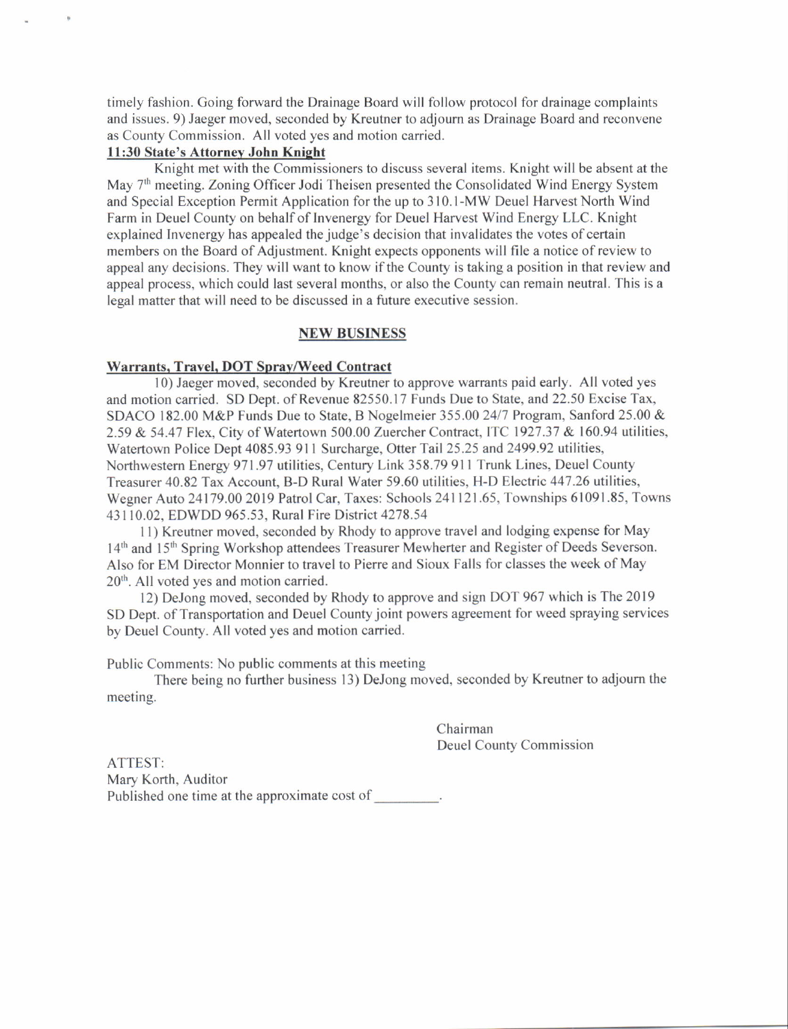timely fashion. Going forward the Drainage Board will follow protocol for drainage complaints and issues. 9) Jaeger moved, seconded by Kreutner to adjourn as Drainage Board and reconvene as County Commission. All voted yes and motion carried.

**11:30 State's Attorney John Knight**

Knight met with the Commissioners to discuss several items. Knight will be absent at the May 7th meeting. Zoning Officer Jodi Theisen presented the Consolidated Wind Energy System and Special Exception Permit Application for the up to 310.1-MW Deuel Harvest North Wind Farm in Deuel County on behalf of Invenergy for Deuel Harvest Wind Energy LLC. Knight explained Invenergy has appealed the judge's decision that invalidates the votes of certain members on the Board of Adjustment. Knight expects opponents will file a notice of review to appeal any decisions. They will want to know if the County is taking a position in that review and appeal process, which could last several months, or also the County can remain neutral. This is a legal matter that will need to be discussed in a future executive session.

## NEW BUSINESS

**Warrants, Travel, DOT Spray/Weed Contract**

10) Jaeger moved, seconded by Kreutner to approve warrants paid early. All voted yes and motion carried. SD Dept. of Revenue 82550.17 Funds Due to State, and 22.50 Excise Tax, SDACO 182.00 M&P Funds Due to State, B Nogelmeier 355.00 24/7 Program, Sanford 25.00 & 2.59 & 54.47 Flex, City of Watertown 500.00 Zuercher Contract, ITC 1927.37 & 160.94 utilities, Watertown Police Dept 4085.93 911 Surcharge, Otter Tail 25.25 and 2499.92 utilities, Northwestern Energy 971.97 utilities, Century Link 358.79 911 Trunk Lines, Deuel County Treasurer 40.82 Tax Account, B-D Rural Water 59.60 utilities, H-D Electric 447.26 utilities, Wegner Auto 24179.00 2019 Patrol Car, Taxes: Schools 241121.65, Townships 61091.85, Towns 43110.02, EDWDD 965.53, Rural Fire District 4278.54

11) Kreutner moved, seconded by Rhody to approve travel and lodging expense for May 14th and 15th Spring Workshop attendees Treasurer Mewherter and Register of Deeds Severson. Also for EM Director Monnier to travel to Pierre and Sioux Falls for classes the week of May 20th. All voted yes and motion carried.

12) DeJong moved, seconded by Rhody to approve and sign DOT 967 which is The 2019 SD Dept. of Transportation and Deuel County joint powers agreement for weed spraying services by Deuel County. All voted yes and motion carried.

Public Comments: No public comments at this meeting

There being no further business 13) DeJong moved, seconded by Kreutner to adjourn the meeting.

Chairman
Deuel County Commission

ATTEST:
Mary Korth, Auditor
Published one time at the approximate cost of ________.